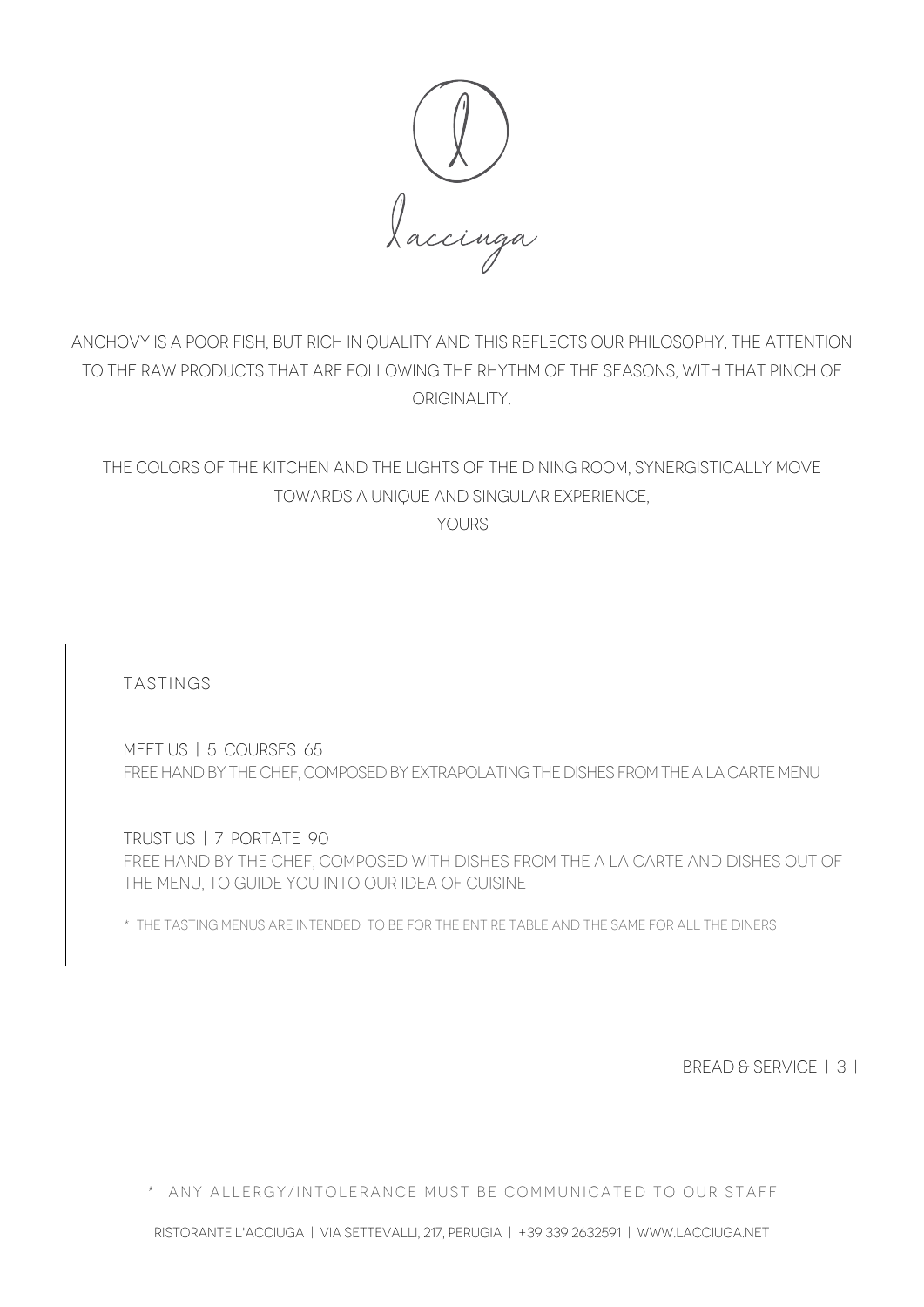# laccinga

ANCHOVY IS A POOR FISH, BUT RICH IN QUALITY AND THIS REFLECTS OUR PHILOSOPHY, THE ATTENTION TO THE RAW PRODUCTS THAT ARE FOLLOWING THE RHYTHM OF THE SEASONS, WITH THAT PINCH OF ORIGINALITY.

THE COLORS OF THE KITCHEN AND THE LIGHTS OF THE DINING ROOM, SYNERGISTICALLY MOVE TOWARDS A UNIQUE AND SINGULAR EXPERIENCE,
YOURS

## TASTINGS

MEET US | 5 COURSES 65
FREE HAND BY THE CHEF, COMPOSED BY EXTRAPOLATING THE DISHES FROM THE A LA CARTE MENU

TRUST US | 7 PORTATE 90
FREE HAND BY THE CHEF, COMPOSED WITH DISHES FROM THE A LA CARTE AND DISHES OUT OF THE MENU, TO GUIDE YOU INTO OUR IDEA OF CUISINE

* THE TASTING MENUS ARE INTENDED TO BE FOR THE ENTIRE TABLE AND THE SAME FOR ALL THE DINERS

BREAD & SERVICE | 3 |

* ANY ALLERGY/INTOLERANCE MUST BE COMMUNICATED TO OUR STAFF

RISTORANTE L'ACCIUGA | VIA SETTEVALLI, 217, PERUGIA | +39 339 2632591 | WWW.LACCIUGA.NET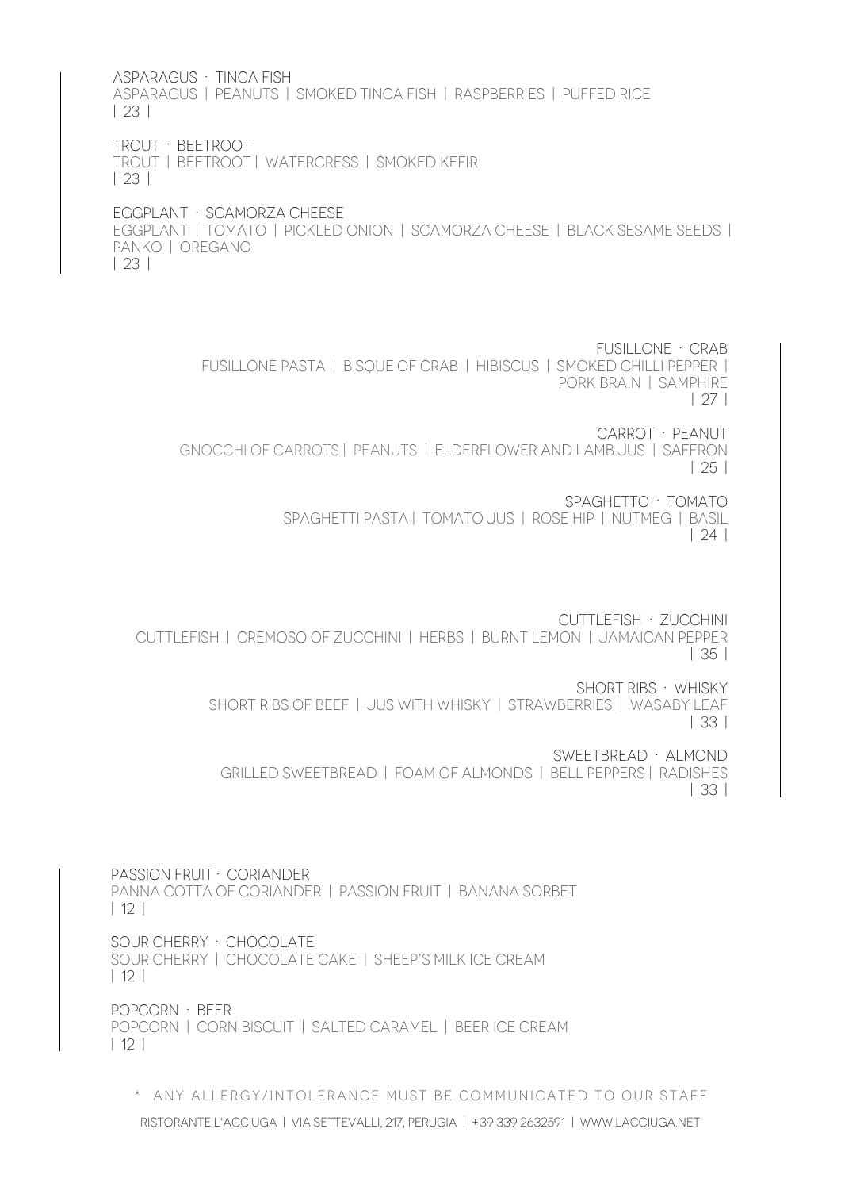ASPARAGUS · TINCA FISH
ASPARAGUS | PEANUTS | SMOKED TINCA FISH | RASPBERRIES | PUFFED RICE
| 23 |

TROUT · BEETROOT
TROUT | BEETROOT | WATERCRESS | SMOKED KEFIR
| 23 |

EGGPLANT · SCAMORZA CHEESE
EGGPLANT | TOMATO | PICKLED ONION | SCAMORZA CHEESE | BLACK SESAME SEEDS | PANKO | OREGANO
| 23 |

FUSILLONE · CRAB
FUSILLONE PASTA | BISQUE OF CRAB | HIBISCUS | SMOKED CHILLI PEPPER | PORK BRAIN | SAMPHIRE
| 27 |

CARROT · PEANUT
GNOCCHI OF CARROTS | PEANUTS | ELDERFLOWER AND LAMB JUS | SAFFRON
| 25 |

SPAGHETTO · TOMATO
SPAGHETTI PASTA | TOMATO JUS | ROSE HIP | NUTMEG | BASIL
| 24 |

CUTTLEFISH · ZUCCHINI
CUTTLEFISH | CREMOSO OF ZUCCHINI | HERBS | BURNT LEMON | JAMAICAN PEPPER
| 35 |

SHORT RIBS · WHISKY
SHORT RIBS OF BEEF | JUS WITH WHISKY | STRAWBERRIES | WASABY LEAF
| 33 |

SWEETBREAD · ALMOND
GRILLED SWEETBREAD | FOAM OF ALMONDS | BELL PEPPERS | RADISHES
| 33 |

PASSION FRUIT · CORIANDER
PANNA COTTA OF CORIANDER | PASSION FRUIT | BANANA SORBET
| 12 |

SOUR CHERRY · CHOCOLATE
SOUR CHERRY | CHOCOLATE CAKE | SHEEP'S MILK ICE CREAM
| 12 |

POPCORN · BEER
POPCORN | CORN BISCUIT | SALTED CARAMEL | BEER ICE CREAM
| 12 |

* ANY ALLERGY/INTOLERANCE MUST BE COMMUNICATED TO OUR STAFF

RISTORANTE L'ACCIUGA | VIA SETTEVALLI, 217, PERUGIA | +39 339 2632591 | WWW.LACCIUGA.NET